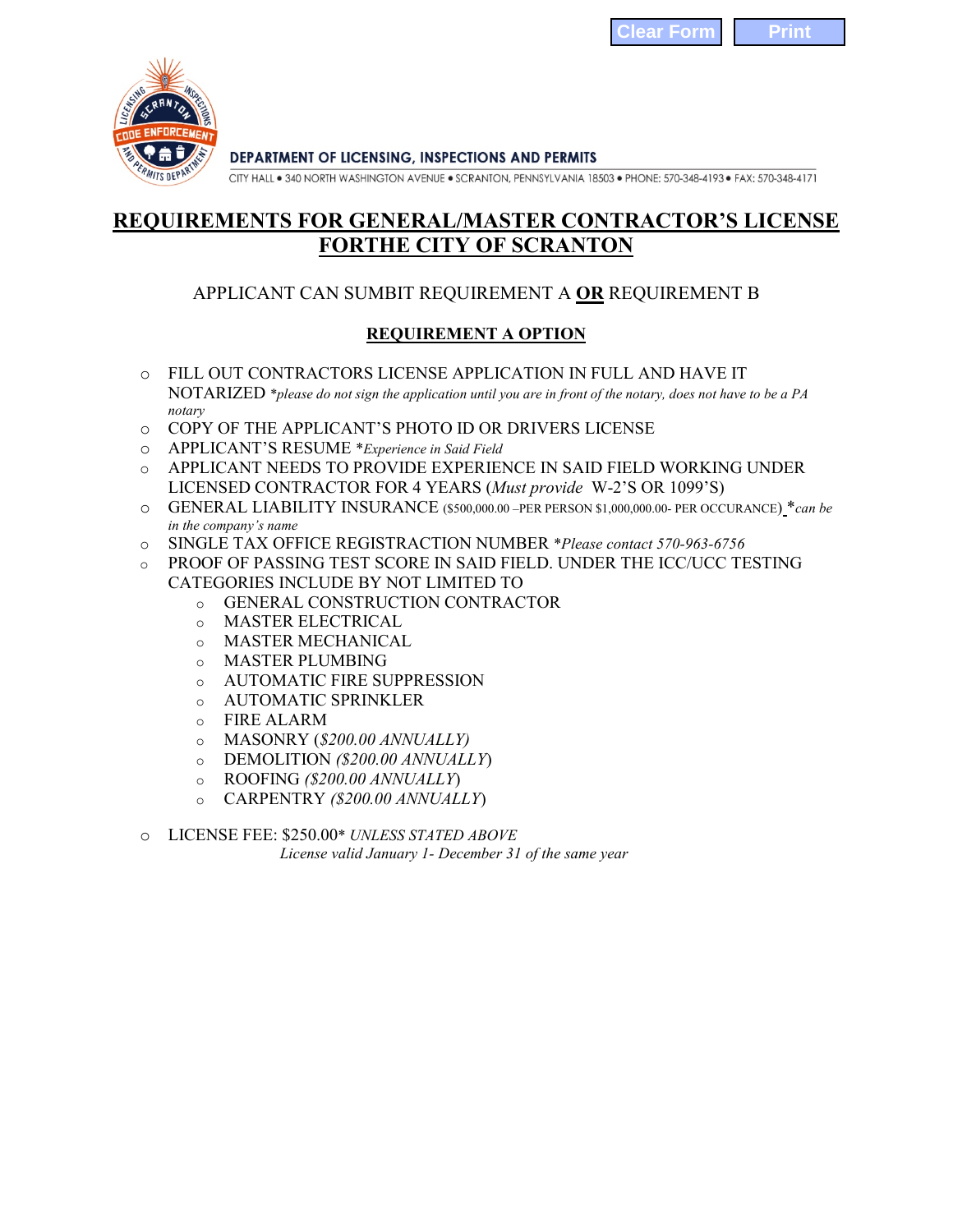DEPARTMENT OF LICENSING, INSPECTIONS AND PERMITS

CITY HALL • 340 NORTH WASHINGTON AVENUE • SCRANTON, PENNSYLVANIA 18503 • PHONE: 570-348-4193 • FAX: 570-348-4171

# REQUIREMENTS FOR GENERAL/MASTER CONTRACTOR'S LICENSE FORTHE CITY OF SCRANTON

APPLICANT CAN SUMBIT REQUIREMENT A **OR** REQUIREMENT B

## REQUIREMENT A OPTION

- FILL OUT CONTRACTORS LICENSE APPLICATION IN FULL AND HAVE IT NOTARIZED *\*please do not sign the application until you are in front of the notary, does not have to be a PA notary*
- COPY OF THE APPLICANT'S PHOTO ID OR DRIVERS LICENSE
- APPLICANT'S RESUME *\*Experience in Said Field*
- APPLICANT NEEDS TO PROVIDE EXPERIENCE IN SAID FIELD WORKING UNDER LICENSED CONTRACTOR FOR 4 YEARS (*Must provide* W-2'S OR 1099'S)
- GENERAL LIABILITY INSURANCE ($500,000.00 –PER PERSON $1,000,000.00- PER OCCURANCE) *\*can be in the company's name*
- SINGLE TAX OFFICE REGISTRACTION NUMBER *\*Please contact 570-963-6756*
- PROOF OF PASSING TEST SCORE IN SAID FIELD. UNDER THE ICC/UCC TESTING CATEGORIES INCLUDE BY NOT LIMITED TO
  - GENERAL CONSTRUCTION CONTRACTOR
  - MASTER ELECTRICAL
  - MASTER MECHANICAL
  - MASTER PLUMBING
  - AUTOMATIC FIRE SUPPRESSION
  - AUTOMATIC SPRINKLER
  - FIRE ALARM
  - MASONRY (*$200.00 ANNUALLY)*
  - DEMOLITION *($200.00 ANNUALLY*)
  - ROOFING *($200.00 ANNUALLY*)
  - CARPENTRY *($200.00 ANNUALLY*)
- LICENSE FEE: $250.00\* *UNLESS STATED ABOVE*

  *License valid January 1- December 31 of the same year*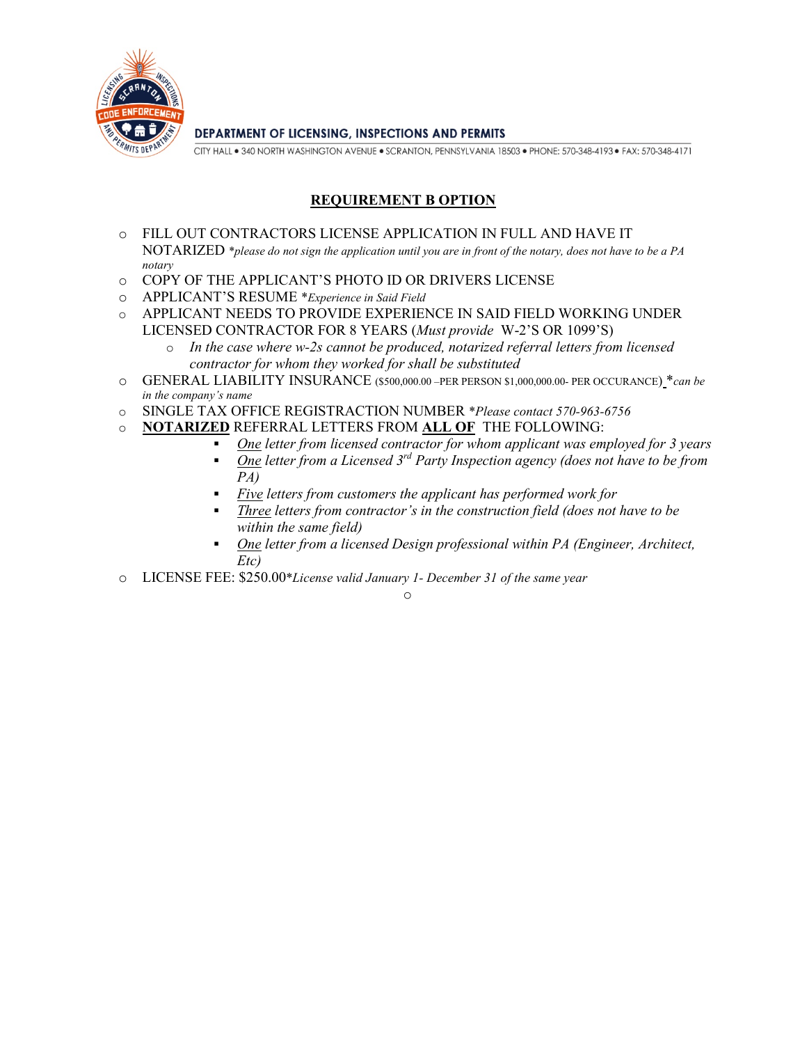DEPARTMENT OF LICENSING, INSPECTIONS AND PERMITS

CITY HALL • 340 NORTH WASHINGTON AVENUE • SCRANTON, PENNSYLVANIA 18503 • PHONE: 570-348-4193 • FAX: 570-348-4171

## REQUIREMENT B OPTION

- FILL OUT CONTRACTORS LICENSE APPLICATION IN FULL AND HAVE IT NOTARIZED *\*please do not sign the application until you are in front of the notary, does not have to be a PA notary*
- COPY OF THE APPLICANT'S PHOTO ID OR DRIVERS LICENSE
- APPLICANT'S RESUME *\*Experience in Said Field*
- APPLICANT NEEDS TO PROVIDE EXPERIENCE IN SAID FIELD WORKING UNDER LICENSED CONTRACTOR FOR 8 YEARS (*Must provide* W-2'S OR 1099'S)
  - *In the case where w-2s cannot be produced, notarized referral letters from licensed contractor for whom they worked for shall be substituted*
- GENERAL LIABILITY INSURANCE ($500,000.00 –PER PERSON $1,000,000.00- PER OCCURANCE) *\*can be in the company's name*
- SINGLE TAX OFFICE REGISTRACTION NUMBER *\*Please contact 570-963-6756*
- **NOTARIZED** REFERRAL LETTERS FROM **ALL OF** THE FOLLOWING:
  - *One letter from licensed contractor for whom applicant was employed for 3 years*
  - *One letter from a Licensed 3rd Party Inspection agency (does not have to be from PA)*
  - *Five letters from customers the applicant has performed work for*
  - *Three letters from contractor's in the construction field (does not have to be within the same field)*
  - *One letter from a licensed Design professional within PA (Engineer, Architect, Etc)*
- LICENSE FEE: $250.00*\*License valid January 1- December 31 of the same year*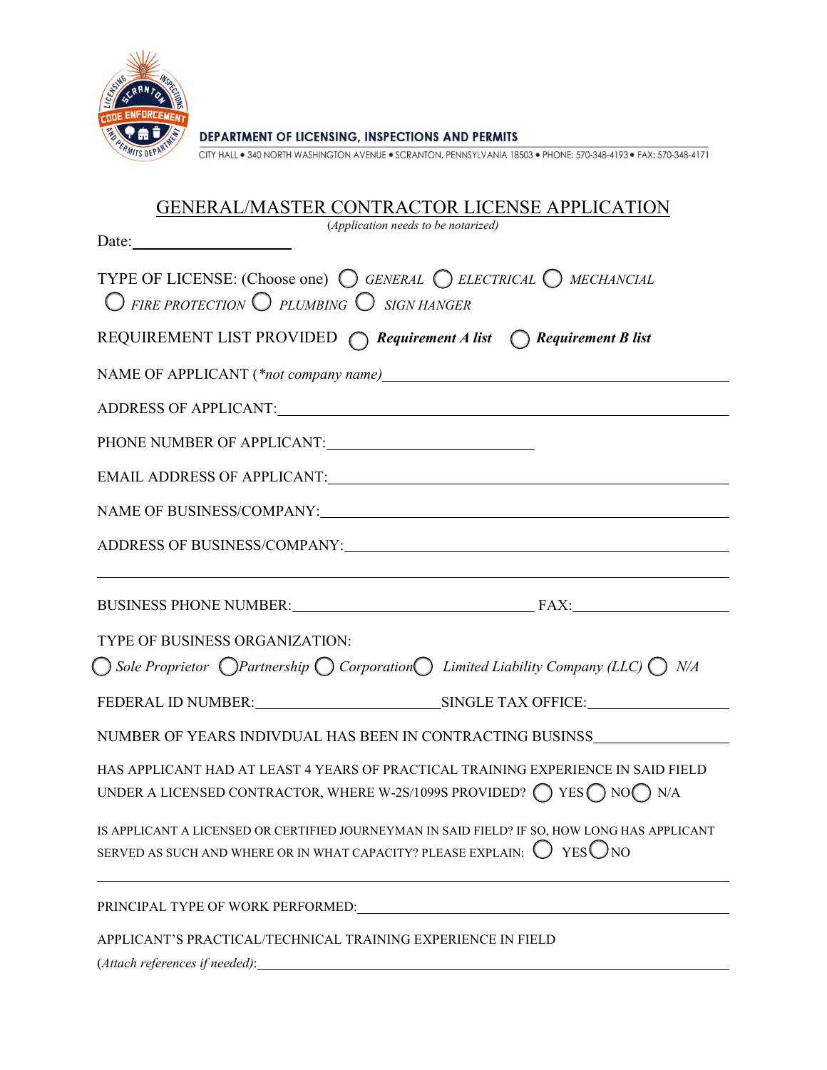**DEPARTMENT OF LICENSING, INSPECTIONS AND PERMITS**

CITY HALL • 340 NORTH WASHINGTON AVENUE • SCRANTON, PENNSYLVANIA 18503 • PHONE: 570-348-4193 • FAX: 570-348-4171

# GENERAL/MASTER CONTRACTOR LICENSE APPLICATION

(*Application needs to be notarized)*

Date: ____________________

TYPE OF LICENSE: (Choose one) ◯ *GENERAL* ◯ *ELECTRICAL* ◯ *MECHANCIAL* ◯ *FIRE PROTECTION* ◯ *PLUMBING* ◯ *SIGN HANGER*

REQUIREMENT LIST PROVIDED ◯ ***Requirement A list*** ◯ ***Requirement B list***

NAME OF APPLICANT (*\*not company name)* ____________________

ADDRESS OF APPLICANT: ____________________

PHONE NUMBER OF APPLICANT: ____________________

EMAIL ADDRESS OF APPLICANT: ____________________

NAME OF BUSINESS/COMPANY: ____________________

ADDRESS OF BUSINESS/COMPANY: ____________________

____________________

BUSINESS PHONE NUMBER: ____________________ FAX: ____________________

TYPE OF BUSINESS ORGANIZATION:

◯ *Sole Proprietor* ◯ *Partnership* ◯ *Corporation* ◯ *Limited Liability Company (LLC)* ◯ *N/A*

FEDERAL ID NUMBER: ____________________ SINGLE TAX OFFICE: ____________________

NUMBER OF YEARS INDIVDUAL HAS BEEN IN CONTRACTING BUSINSS ____________________

HAS APPLICANT HAD AT LEAST 4 YEARS OF PRACTICAL TRAINING EXPERIENCE IN SAID FIELD UNDER A LICENSED CONTRACTOR, WHERE W-2S/1099S PROVIDED? ◯ YES ◯ NO ◯ N/A

IS APPLICANT A LICENSED OR CERTIFIED JOURNEYMAN IN SAID FIELD? IF SO, HOW LONG HAS APPLICANT SERVED AS SUCH AND WHERE OR IN WHAT CAPACITY? PLEASE EXPLAIN: ◯ YES ◯ NO

____________________

PRINCIPAL TYPE OF WORK PERFORMED: ____________________

APPLICANT'S PRACTICAL/TECHNICAL TRAINING EXPERIENCE IN FIELD (*Attach references if needed)*: ____________________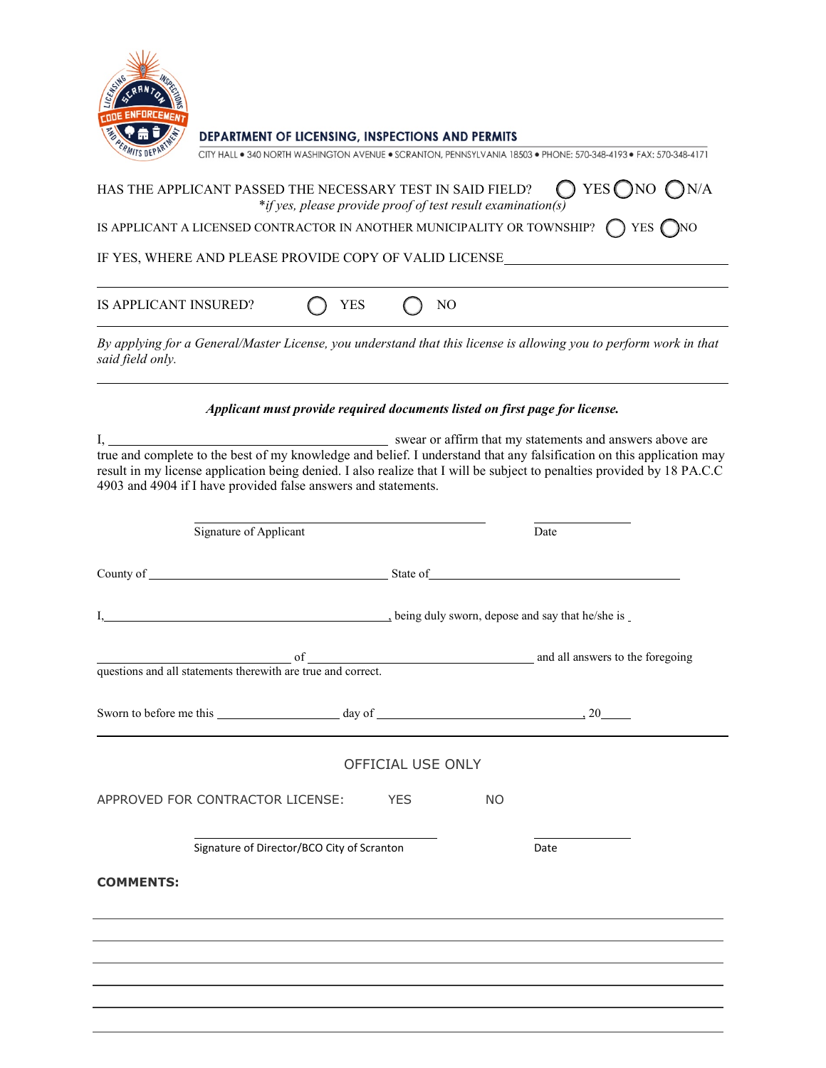## DEPARTMENT OF LICENSING, INSPECTIONS AND PERMITS

CITY HALL • 340 NORTH WASHINGTON AVENUE • SCRANTON, PENNSYLVANIA 18503 • PHONE: 570-348-4193 • FAX: 570-348-4171

HAS THE APPLICANT PASSED THE NECESSARY TEST IN SAID FIELD? ◯ YES ◯ NO ◯ N/A
*\*if yes, please provide proof of test result examination(s)*

IS APPLICANT A LICENSED CONTRACTOR IN ANOTHER MUNICIPALITY OR TOWNSHIP? ◯ YES ◯ NO

IF YES, WHERE AND PLEASE PROVIDE COPY OF VALID LICENSE ________________________________

IS APPLICANT INSURED? ◯ YES ◯ NO

*By applying for a General/Master License, you understand that this license is allowing you to perform work in that said field only.*

***Applicant must provide required documents listed on first page for license.***

I, ________________________________ swear or affirm that my statements and answers above are true and complete to the best of my knowledge and belief. I understand that any falsification on this application may result in my license application being denied. I also realize that I will be subject to penalties provided by 18 PA.C.C 4903 and 4904 if I have provided false answers and statements.

________________________________ Signature of Applicant

____________ Date

County of ________________________________ State of ________________________________

I, ________________________________, being duly sworn, depose and say that he/she is ________________________ of ________________________________ and all answers to the foregoing questions and all statements therewith are true and correct.

Sworn to before me this ________________ day of ________________________, 20____

### OFFICIAL USE ONLY

APPROVED FOR CONTRACTOR LICENSE: YES NO

________________________________ Signature of Director/BCO City of Scranton

____________ Date

**COMMENTS:**

________________________________________________________________

________________________________________________________________

________________________________________________________________

________________________________________________________________

________________________________________________________________

________________________________________________________________